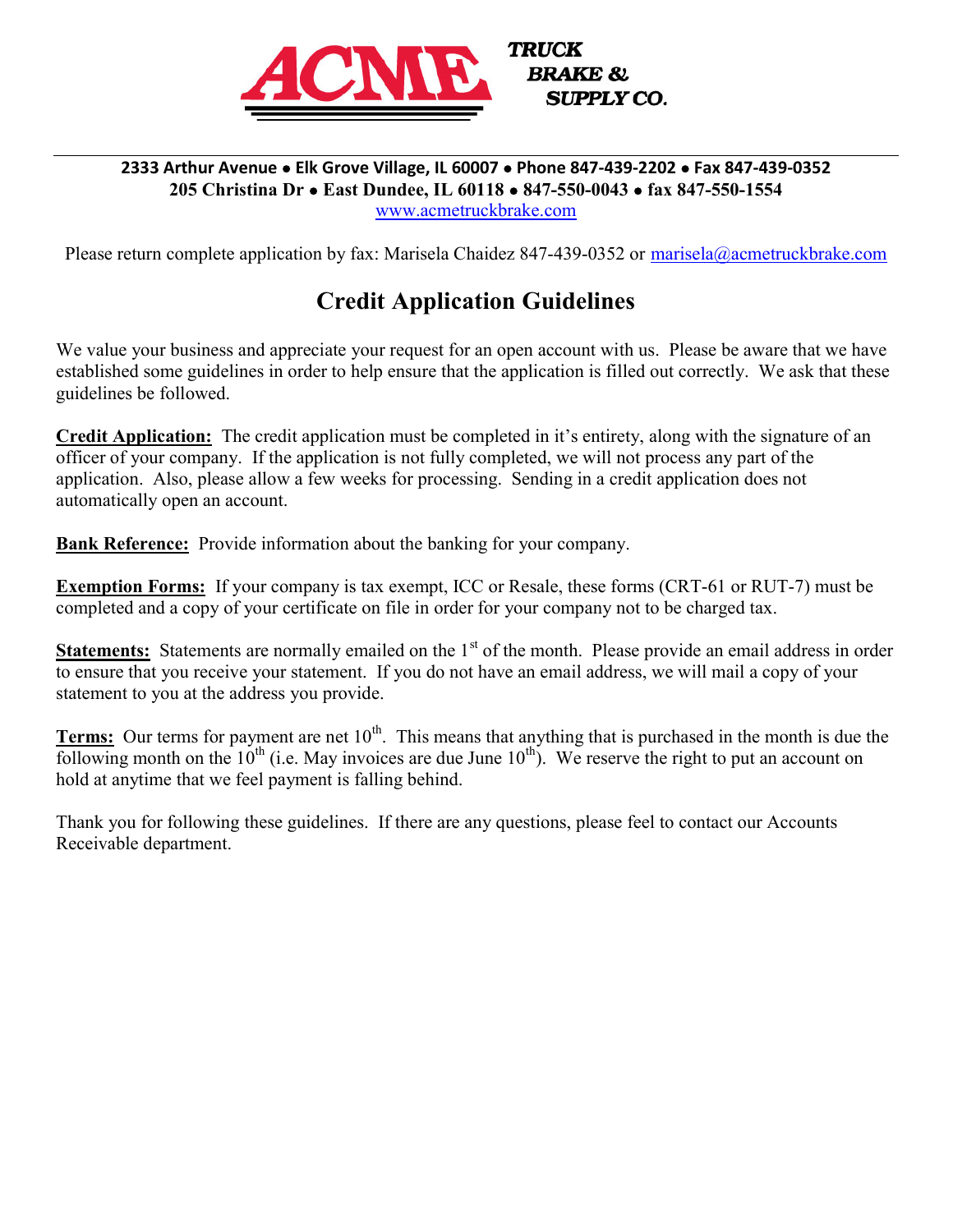**ACME TRUCK BRAKE & SUPPLY CO.**

**2333 Arthur Avenue • Elk Grove Village, IL 60007 • Phone 847-439-2202 • Fax 847-439-0352**
**205 Christina Dr • East Dundee, IL 60118 • 847-550-0043 • fax 847-550-1554**
www.acmetruckbrake.com

Please return complete application by fax: Marisela Chaidez 847-439-0352 or marisela@acmetruckbrake.com

# Credit Application Guidelines

We value your business and appreciate your request for an open account with us. Please be aware that we have established some guidelines in order to help ensure that the application is filled out correctly. We ask that these guidelines be followed.

**Credit Application:** The credit application must be completed in it's entirety, along with the signature of an officer of your company. If the application is not fully completed, we will not process any part of the application. Also, please allow a few weeks for processing. Sending in a credit application does not automatically open an account.

**Bank Reference:** Provide information about the banking for your company.

**Exemption Forms:** If your company is tax exempt, ICC or Resale, these forms (CRT-61 or RUT-7) must be completed and a copy of your certificate on file in order for your company not to be charged tax.

**Statements:** Statements are normally emailed on the 1st of the month. Please provide an email address in order to ensure that you receive your statement. If you do not have an email address, we will mail a copy of your statement to you at the address you provide.

**Terms:** Our terms for payment are net 10th. This means that anything that is purchased in the month is due the following month on the 10th (i.e. May invoices are due June 10th). We reserve the right to put an account on hold at anytime that we feel payment is falling behind.

Thank you for following these guidelines. If there are any questions, please feel to contact our Accounts Receivable department.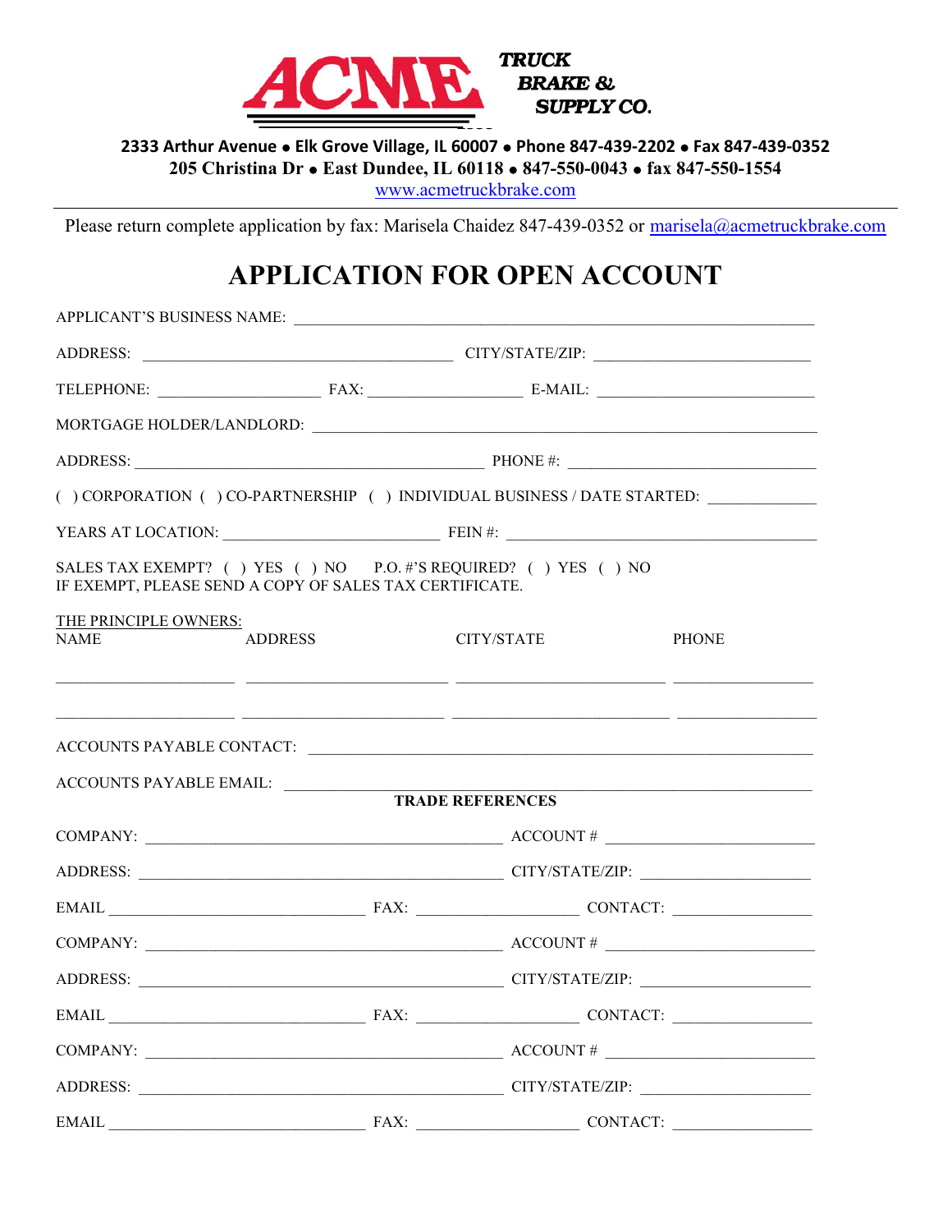**ACME TRUCK BRAKE & SUPPLY CO.**

**2333 Arthur Avenue • Elk Grove Village, IL 60007 • Phone 847-439-2202 • Fax 847-439-0352**
**205 Christina Dr • East Dundee, IL 60118 • 847-550-0043 • fax 847-550-1554**
www.acmetruckbrake.com

Please return complete application by fax: Marisela Chaidez 847-439-0352 or marisela@acmetruckbrake.com

# APPLICATION FOR OPEN ACCOUNT

APPLICANT'S BUSINESS NAME: ______________________________

ADDRESS: ______________________ CITY/STATE/ZIP: ______________________

TELEPHONE: ____________ FAX: ____________ E-MAIL: ______________

MORTGAGE HOLDER/LANDLORD: ______________________________

ADDRESS: ______________________ PHONE #: ______________________

( ) CORPORATION ( ) CO-PARTNERSHIP ( ) INDIVIDUAL BUSINESS / DATE STARTED: ____________

YEARS AT LOCATION: ______________ FEIN #: ______________________

SALES TAX EXEMPT? ( ) YES ( ) NO P.O. #'S REQUIRED? ( ) YES ( ) NO
IF EXEMPT, PLEASE SEND A COPY OF SALES TAX CERTIFICATE.

THE PRINCIPLE OWNERS:

| NAME | ADDRESS | CITY/STATE | PHONE |
|---|---|---|---|
| | | | |
| | | | |

ACCOUNTS PAYABLE CONTACT: ______________________________

ACCOUNTS PAYABLE EMAIL: ______________________________

**TRADE REFERENCES**

COMPANY: ______________________ ACCOUNT # ______________

ADDRESS: ______________________ CITY/STATE/ZIP: ______________

EMAIL ______________ FAX: ______________ CONTACT: ______________

COMPANY: ______________________ ACCOUNT # ______________

ADDRESS: ______________________ CITY/STATE/ZIP: ______________

EMAIL ______________ FAX: ______________ CONTACT: ______________

COMPANY: ______________________ ACCOUNT # ______________

ADDRESS: ______________________ CITY/STATE/ZIP: ______________

EMAIL ______________ FAX: ______________ CONTACT: ______________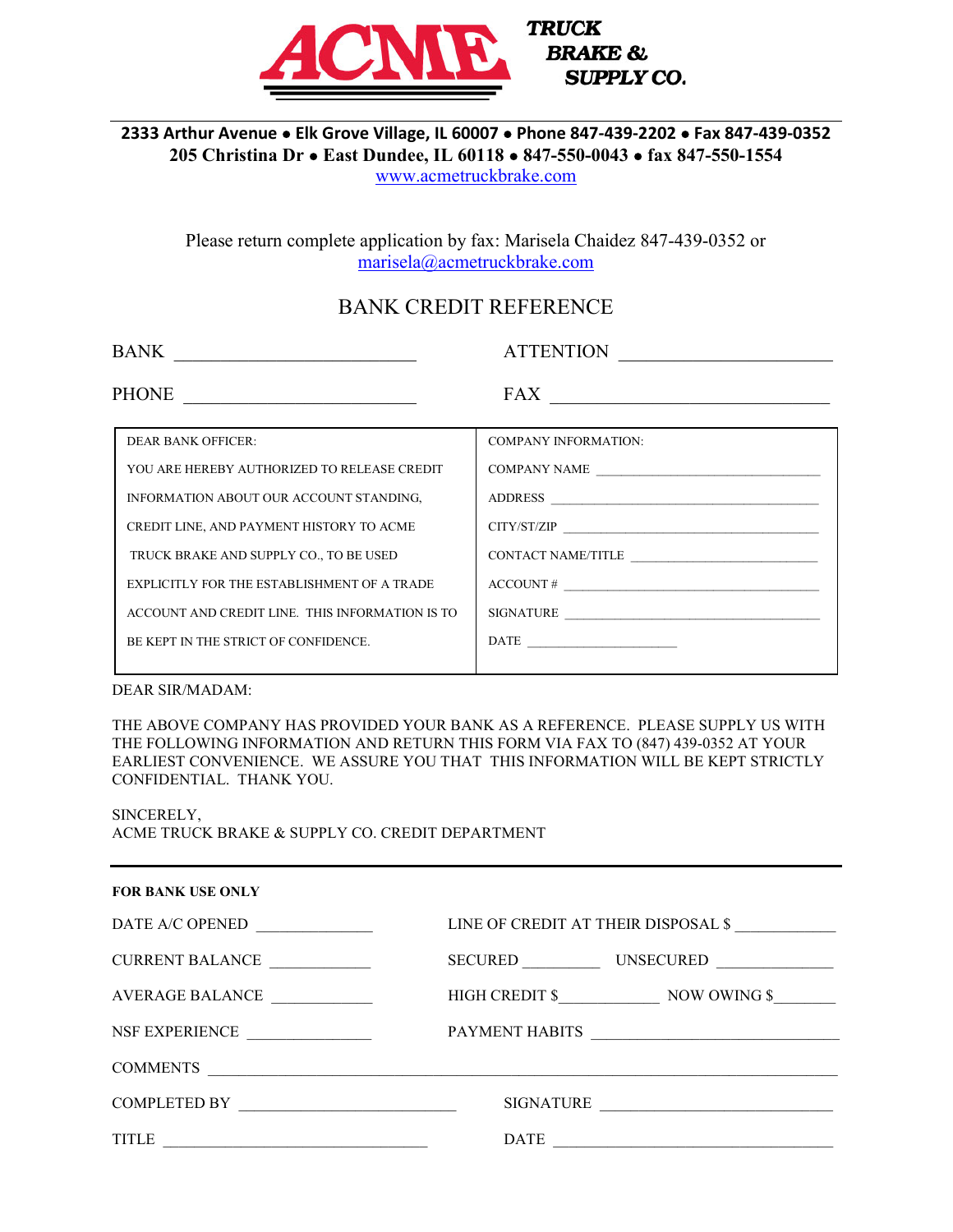# ACME TRUCK BRAKE & SUPPLY CO.

**2333 Arthur Avenue • Elk Grove Village, IL 60007 • Phone 847-439-2202 • Fax 847-439-0352**
**205 Christina Dr • East Dundee, IL 60118 • 847-550-0043 • fax 847-550-1554**
www.acmetruckbrake.com

Please return complete application by fax: Marisela Chaidez 847-439-0352 or
marisela@acmetruckbrake.com

## BANK CREDIT REFERENCE

BANK ___________________________ ATTENTION _______________________

PHONE __________________________ FAX ______________________________

| DEAR BANK OFFICER: | COMPANY INFORMATION: |
|---|---|
| YOU ARE HEREBY AUTHORIZED TO RELEASE CREDIT INFORMATION ABOUT OUR ACCOUNT STANDING, CREDIT LINE, AND PAYMENT HISTORY TO ACME TRUCK BRAKE AND SUPPLY CO., TO BE USED EXPLICITLY FOR THE ESTABLISHMENT OF A TRADE ACCOUNT AND CREDIT LINE. THIS INFORMATION IS TO BE KEPT IN THE STRICT OF CONFIDENCE. | COMPANY NAME ________________________________<br>ADDRESS ________________________________<br>CITY/ST/ZIP ________________________________<br>CONTACT NAME/TITLE ________________________________<br>ACCOUNT # ________________________________<br>SIGNATURE ________________________________<br>DATE ____________________ |

DEAR SIR/MADAM:

THE ABOVE COMPANY HAS PROVIDED YOUR BANK AS A REFERENCE. PLEASE SUPPLY US WITH THE FOLLOWING INFORMATION AND RETURN THIS FORM VIA FAX TO (847) 439-0352 AT YOUR EARLIEST CONVENIENCE. WE ASSURE YOU THAT THIS INFORMATION WILL BE KEPT STRICTLY CONFIDENTIAL. THANK YOU.

SINCERELY,
ACME TRUCK BRAKE & SUPPLY CO. CREDIT DEPARTMENT

---

**FOR BANK USE ONLY**

DATE A/C OPENED ______________ LINE OF CREDIT AT THEIR DISPOSAL $ ____________

CURRENT BALANCE ____________ SECURED _________ UNSECURED ______________

AVERAGE BALANCE ____________ HIGH CREDIT $____________ NOW OWING $________

NSF EXPERIENCE _______________ PAYMENT HABITS ______________________________

COMMENTS ________________________________________________________________

COMPLETED BY ___________________________ SIGNATURE ____________________________

TITLE ________________________________ DATE __________________________________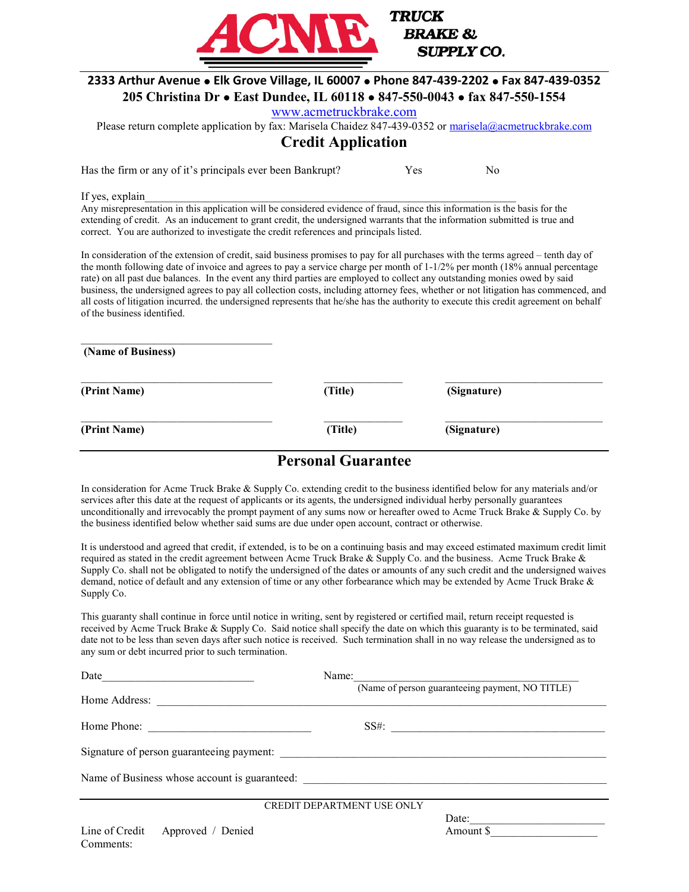# ACME TRUCK BRAKE & SUPPLY CO.

**2333 Arthur Avenue • Elk Grove Village, IL 60007 • Phone 847-439-2202 • Fax 847-439-0352**
**205 Christina Dr • East Dundee, IL 60118 • 847-550-0043 • fax 847-550-1554**

www.acmetruckbrake.com

Please return complete application by fax: Marisela Chaidez 847-439-0352 or marisela@acmetruckbrake.com

## Credit Application

Has the firm or any of it's principals ever been Bankrupt? Yes No

If yes, explain\_\_\_\_\_\_\_\_\_\_\_\_\_\_\_\_\_\_\_\_\_\_\_\_\_\_\_\_\_\_\_\_\_\_\_\_\_\_\_\_\_\_\_\_\_\_\_\_\_\_\_\_\_\_\_\_\_\_\_\_

Any misrepresentation in this application will be considered evidence of fraud, since this information is the basis for the extending of credit. As an inducement to grant credit, the undersigned warrants that the information submitted is true and correct. You are authorized to investigate the credit references and principals listed.

In consideration of the extension of credit, said business promises to pay for all purchases with the terms agreed – tenth day of the month following date of invoice and agrees to pay a service charge per month of 1-1/2% per month (18% annual percentage rate) on all past due balances. In the event any third parties are employed to collect any outstanding monies owed by said business, the undersigned agrees to pay all collection costs, including attorney fees, whether or not litigation has commenced, and all costs of litigation incurred. the undersigned represents that he/she has the authority to execute this credit agreement on behalf of the business identified.

\_\_\_\_\_\_\_\_\_\_\_\_\_\_\_\_\_\_\_\_\_\_\_\_\_\_\_\_\_\_\_\_\_\_
**(Name of Business)**

| | | |
|---|---|---|
| \_\_\_\_\_\_\_\_\_\_\_\_\_\_\_\_\_\_\_\_\_\_\_\_ | \_\_\_\_\_\_\_\_\_\_ | \_\_\_\_\_\_\_\_\_\_\_\_\_\_\_\_\_\_\_\_ |
| **(Print Name)** | **(Title)** | **(Signature)** |
| \_\_\_\_\_\_\_\_\_\_\_\_\_\_\_\_\_\_\_\_\_\_\_\_ | \_\_\_\_\_\_\_\_\_\_ | \_\_\_\_\_\_\_\_\_\_\_\_\_\_\_\_\_\_\_\_ |
| **(Print Name)** | **(Title)** | **(Signature)** |

## Personal Guarantee

In consideration for Acme Truck Brake & Supply Co. extending credit to the business identified below for any materials and/or services after this date at the request of applicants or its agents, the undersigned individual herby personally guarantees unconditionally and irrevocably the prompt payment of any sums now or hereafter owed to Acme Truck Brake & Supply Co. by the business identified below whether said sums are due under open account, contract or otherwise.

It is understood and agreed that credit, if extended, is to be on a continuing basis and may exceed estimated maximum credit limit required as stated in the credit agreement between Acme Truck Brake & Supply Co. and the business. Acme Truck Brake & Supply Co. shall not be obligated to notify the undersigned of the dates or amounts of any such credit and the undersigned waives demand, notice of default and any extension of time or any other forbearance which may be extended by Acme Truck Brake & Supply Co.

This guaranty shall continue in force until notice in writing, sent by registered or certified mail, return receipt requested is received by Acme Truck Brake & Supply Co. Said notice shall specify the date on which this guaranty is to be terminated, said date not to be less than seven days after such notice is received. Such termination shall in no way release the undersigned as to any sum or debt incurred prior to such termination.

Date\_\_\_\_\_\_\_\_\_\_\_\_\_\_\_\_\_\_\_\_\_\_\_\_\_\_ Name:\_\_\_\_\_\_\_\_\_\_\_\_\_\_\_\_\_\_\_\_\_\_\_\_\_\_\_\_\_\_\_\_\_\_\_\_\_\_
(Name of person guaranteeing payment, NO TITLE)

Home Address: \_\_\_\_\_\_\_\_\_\_\_\_\_\_\_\_\_\_\_\_\_\_\_\_\_\_\_\_\_\_\_\_\_\_\_\_\_\_\_\_\_\_\_\_\_\_\_\_\_\_\_\_\_\_\_\_\_\_\_\_\_\_\_\_\_\_\_\_

Home Phone: \_\_\_\_\_\_\_\_\_\_\_\_\_\_\_\_\_\_\_\_\_\_\_\_\_\_\_\_ SS#: \_\_\_\_\_\_\_\_\_\_\_\_\_\_\_\_\_\_\_\_\_\_\_\_\_\_\_\_\_\_\_\_\_\_\_\_\_\_

Signature of person guaranteeing payment: \_\_\_\_\_\_\_\_\_\_\_\_\_\_\_\_\_\_\_\_\_\_\_\_\_\_\_\_\_\_\_\_\_\_\_\_\_\_\_\_\_\_\_\_\_\_\_\_

Name of Business whose account is guaranteed: \_\_\_\_\_\_\_\_\_\_\_\_\_\_\_\_\_\_\_\_\_\_\_\_\_\_\_\_\_\_\_\_\_\_\_\_\_\_\_\_\_\_\_\_

CREDIT DEPARTMENT USE ONLY

Line of Credit Approved / Denied Date:\_\_\_\_\_\_\_\_\_\_\_\_\_\_\_\_\_\_\_\_\_\_

Amount $\_\_\_\_\_\_\_\_\_\_\_\_\_\_\_\_\_\_

Comments: